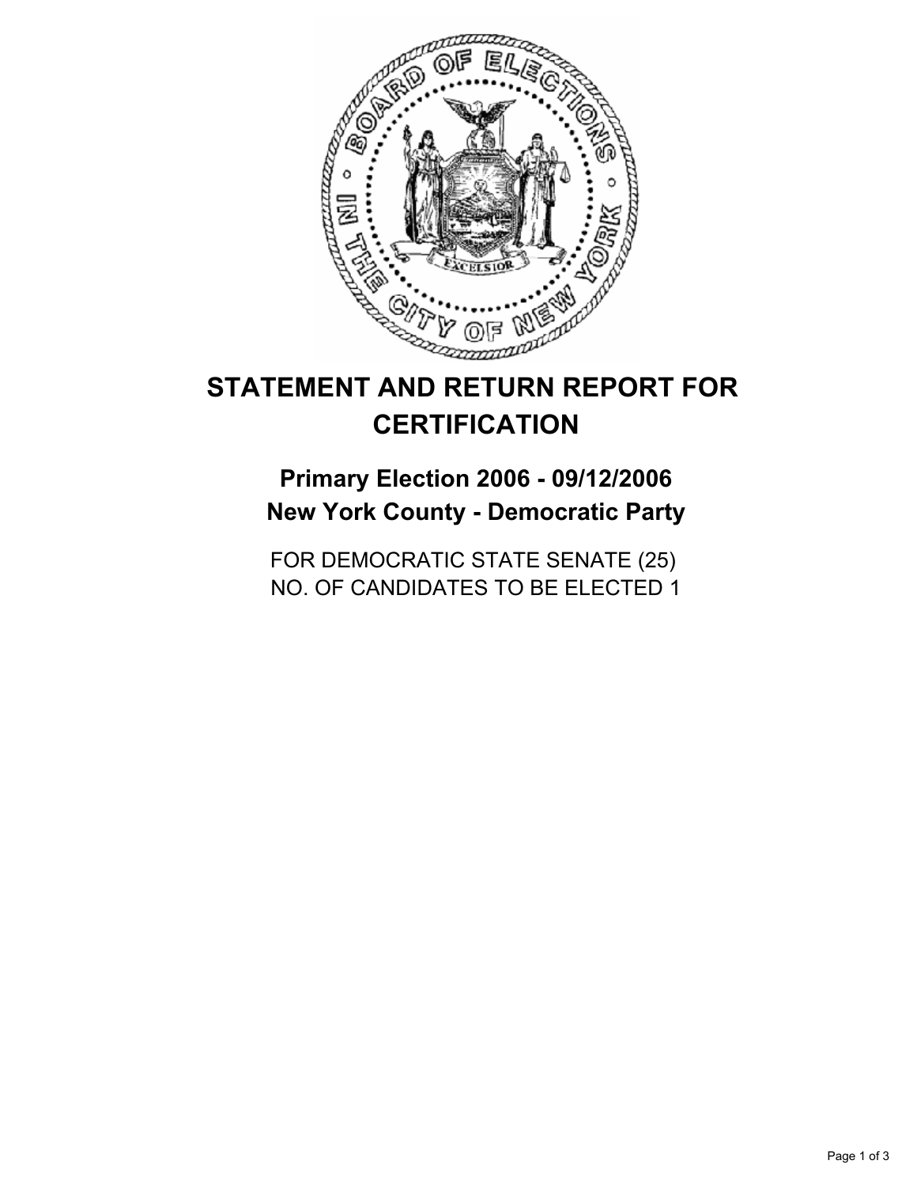# STATEMENT AND RETURN REPORT FOR CERTIFICATION

## Primary Election 2006 - 09/12/2006
## New York County - Democratic Party

FOR DEMOCRATIC STATE SENATE (25)
NO. OF CANDIDATES TO BE ELECTED 1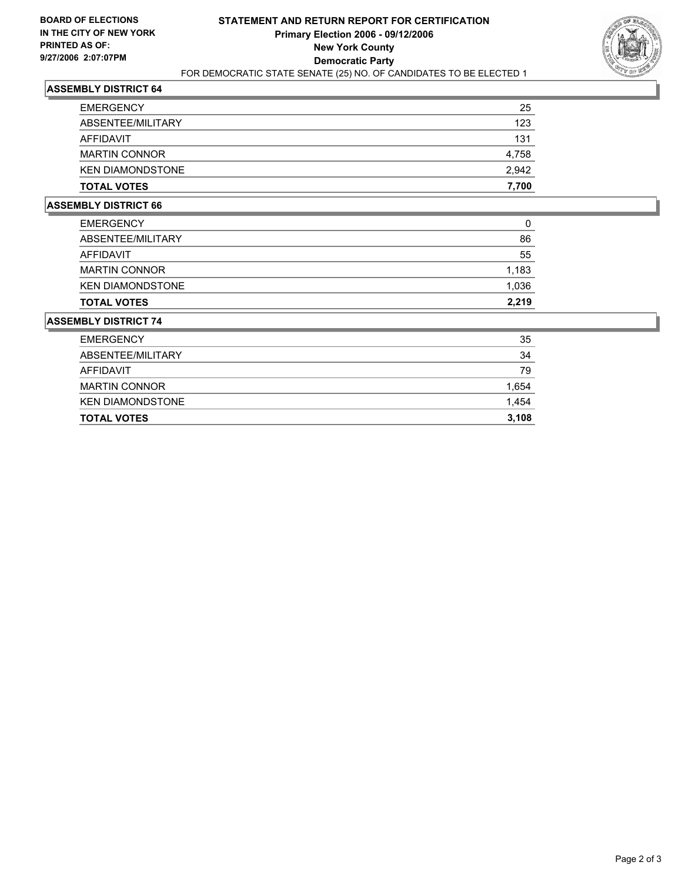BOARD OF ELECTIONS
IN THE CITY OF NEW YORK
PRINTED AS OF:
9/27/2006 2:07:07PM

# STATEMENT AND RETURN REPORT FOR CERTIFICATION
## Primary Election 2006 - 09/12/2006
## New York County
## Democratic Party

FOR DEMOCRATIC STATE SENATE (25) NO. OF CANDIDATES TO BE ELECTED 1

### ASSEMBLY DISTRICT 64

| | |
|---|---|
| EMERGENCY | 25 |
| ABSENTEE/MILITARY | 123 |
| AFFIDAVIT | 131 |
| MARTIN CONNOR | 4,758 |
| KEN DIAMONDSTONE | 2,942 |
| **TOTAL VOTES** | **7,700** |

### ASSEMBLY DISTRICT 66

| | |
|---|---|
| EMERGENCY | 0 |
| ABSENTEE/MILITARY | 86 |
| AFFIDAVIT | 55 |
| MARTIN CONNOR | 1,183 |
| KEN DIAMONDSTONE | 1,036 |
| **TOTAL VOTES** | **2,219** |

### ASSEMBLY DISTRICT 74

| | |
|---|---|
| EMERGENCY | 35 |
| ABSENTEE/MILITARY | 34 |
| AFFIDAVIT | 79 |
| MARTIN CONNOR | 1,654 |
| KEN DIAMONDSTONE | 1,454 |
| **TOTAL VOTES** | **3,108** |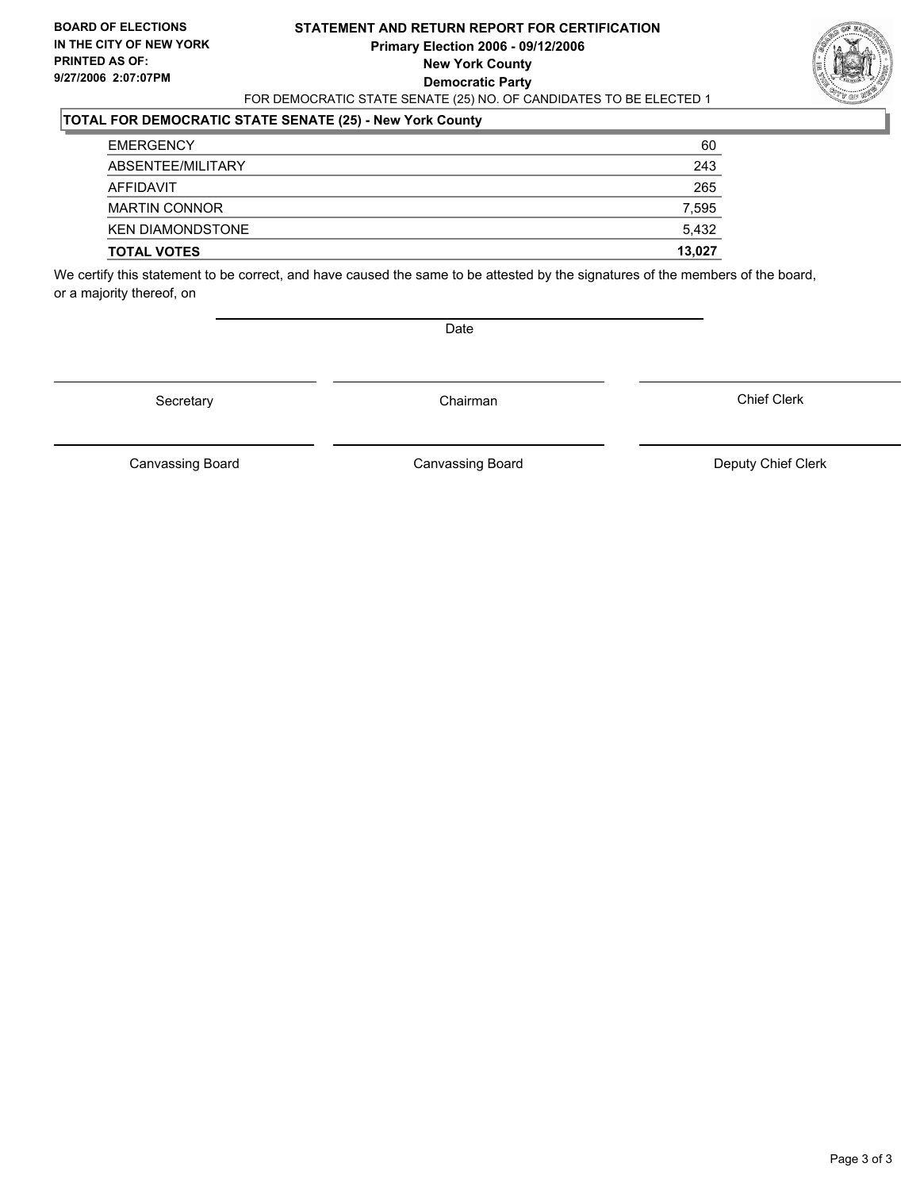**BOARD OF ELECTIONS IN THE CITY OF NEW YORK**
**PRINTED AS OF: 9/27/2006 2:07:07PM**

**STATEMENT AND RETURN REPORT FOR CERTIFICATION**
**Primary Election 2006 - 09/12/2006**
**New York County**
**Democratic Party**

FOR DEMOCRATIC STATE SENATE (25) NO. OF CANDIDATES TO BE ELECTED 1

## TOTAL FOR DEMOCRATIC STATE SENATE (25) - New York County

| | |
|---|---|
| EMERGENCY | 60 |
| ABSENTEE/MILITARY | 243 |
| AFFIDAVIT | 265 |
| MARTIN CONNOR | 7,595 |
| KEN DIAMONDSTONE | 5,432 |
| **TOTAL VOTES** | **13,027** |

We certify this statement to be correct, and have caused the same to be attested by the signatures of the members of the board, or a majority thereof, on

Date

Secretary

Chairman

Chief Clerk

Canvassing Board

Canvassing Board

Deputy Chief Clerk